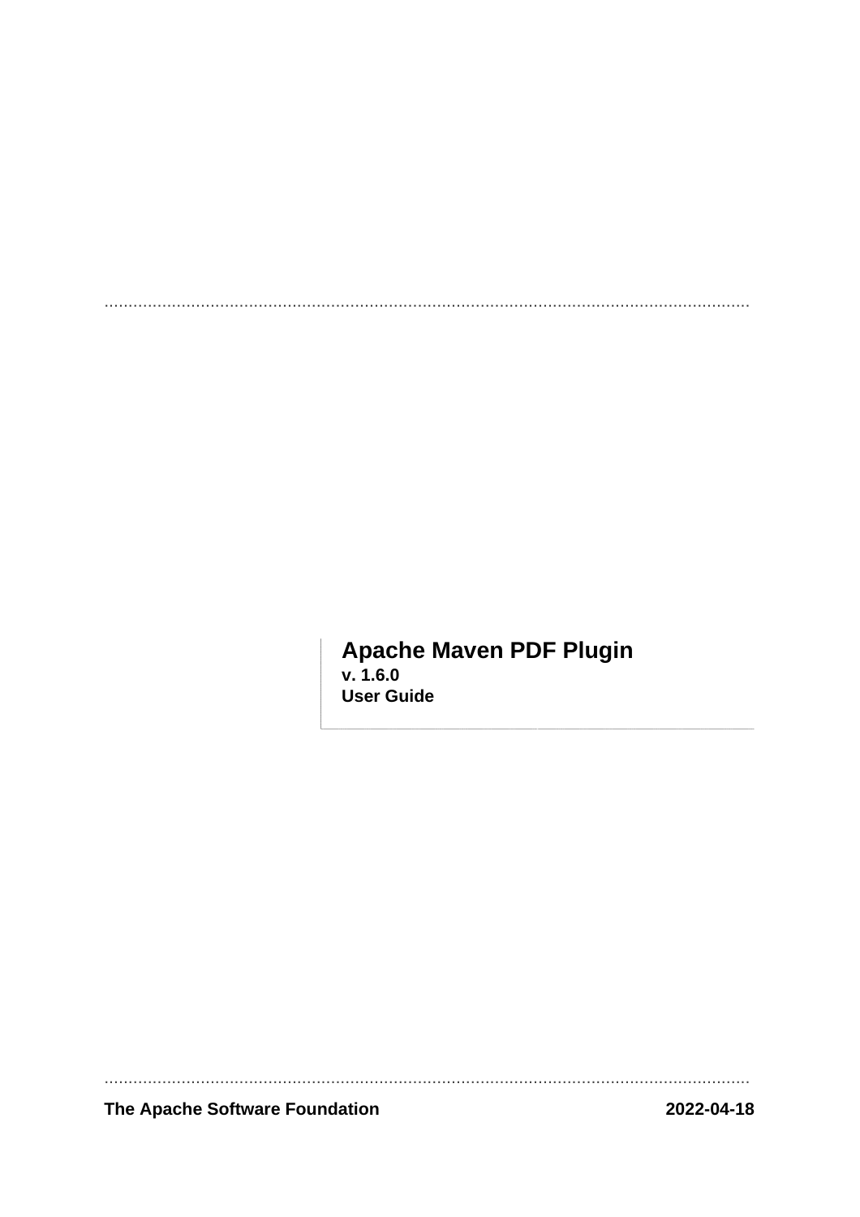# Apache Maven PDF Plugin

**v. 1.6.0**

**User Guide**

**The Apache Software Foundation** **2022-04-18**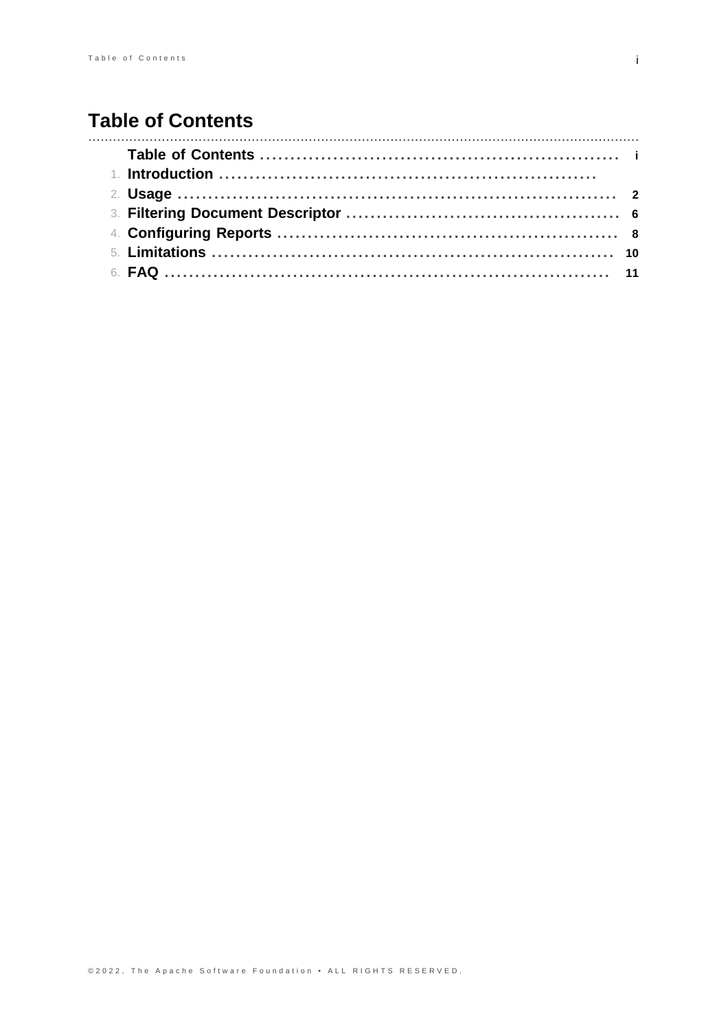# Table of Contents

- Table of Contents ..... i
1. Introduction .....
2. Usage ..... 2
3. Filtering Document Descriptor ..... 6
4. Configuring Reports ..... 8
5. Limitations ..... 10
6. FAQ ..... 11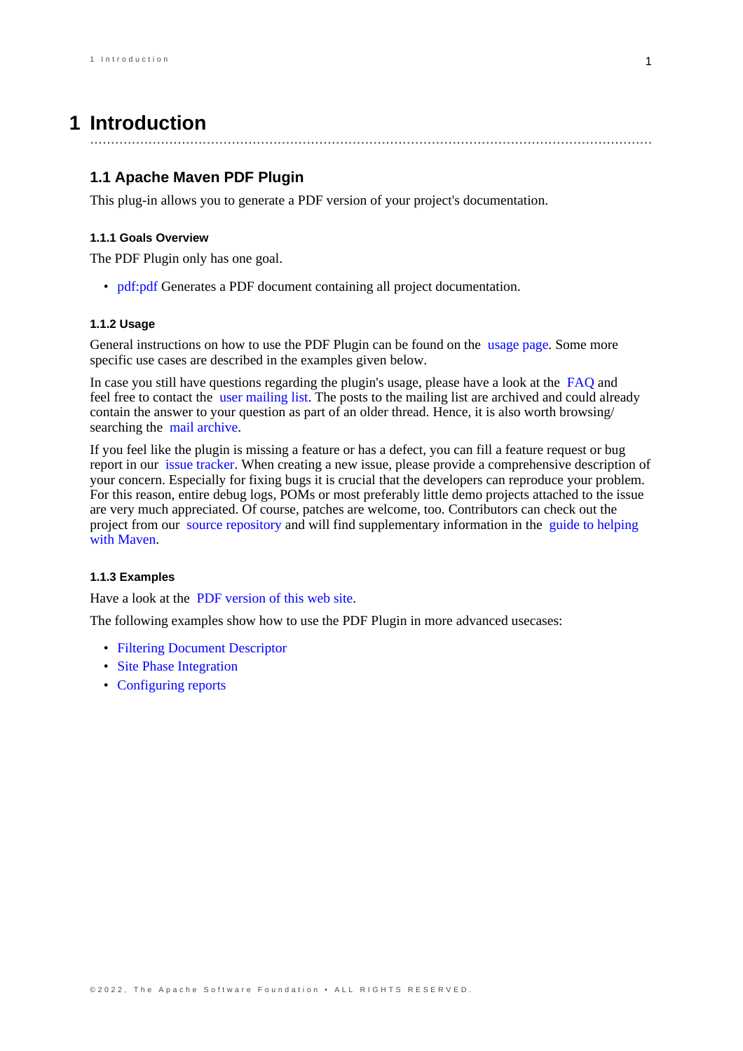# 1 Introduction

## 1.1 Apache Maven PDF Plugin

This plug-in allows you to generate a PDF version of your project's documentation.

### 1.1.1 Goals Overview

The PDF Plugin only has one goal.

- pdf:pdf Generates a PDF document containing all project documentation.

### 1.1.2 Usage

General instructions on how to use the PDF Plugin can be found on the usage page. Some more specific use cases are described in the examples given below.

In case you still have questions regarding the plugin's usage, please have a look at the FAQ and feel free to contact the user mailing list. The posts to the mailing list are archived and could already contain the answer to your question as part of an older thread. Hence, it is also worth browsing/searching the mail archive.

If you feel like the plugin is missing a feature or has a defect, you can fill a feature request or bug report in our issue tracker. When creating a new issue, please provide a comprehensive description of your concern. Especially for fixing bugs it is crucial that the developers can reproduce your problem. For this reason, entire debug logs, POMs or most preferably little demo projects attached to the issue are very much appreciated. Of course, patches are welcome, too. Contributors can check out the project from our source repository and will find supplementary information in the guide to helping with Maven.

### 1.1.3 Examples

Have a look at the PDF version of this web site.

The following examples show how to use the PDF Plugin in more advanced usecases:

- Filtering Document Descriptor
- Site Phase Integration
- Configuring reports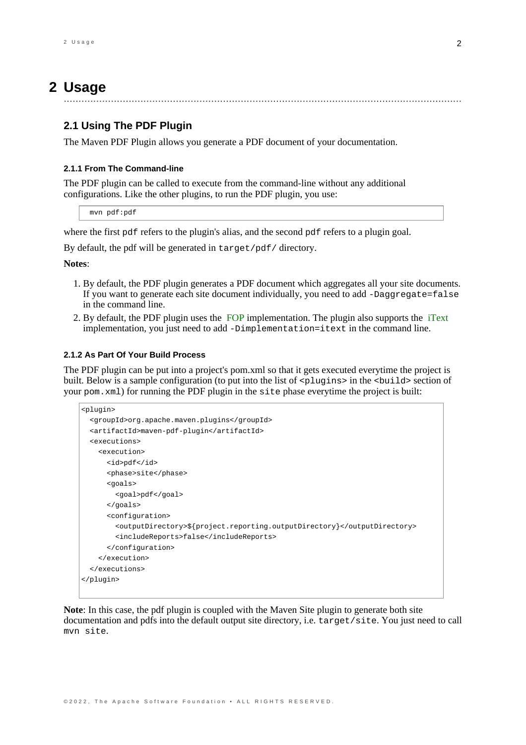# 2 Usage

## 2.1 Using The PDF Plugin

The Maven PDF Plugin allows you generate a PDF document of your documentation.

### 2.1.1 From The Command-line

The PDF plugin can be called to execute from the command-line without any additional configurations. Like the other plugins, to run the PDF plugin, you use:

```
mvn pdf:pdf
```

where the first `pdf` refers to the plugin's alias, and the second `pdf` refers to a plugin goal.

By default, the pdf will be generated in `target/pdf/` directory.

**Notes**:

1. By default, the PDF plugin generates a PDF document which aggregates all your site documents. If you want to generate each site document individually, you need to add `-Daggregate=false` in the command line.
2. By default, the PDF plugin uses the FOP implementation. The plugin also supports the iText implementation, you just need to add `-Dimplementation=itext` in the command line.

### 2.1.2 As Part Of Your Build Process

The PDF plugin can be put into a project's pom.xml so that it gets executed everytime the project is built. Below is a sample configuration (to put into the list of `<plugins>` in the `<build>` section of your `pom.xml`) for running the PDF plugin in the `site` phase everytime the project is built:

```
<plugin>
  <groupId>org.apache.maven.plugins</groupId>
  <artifactId>maven-pdf-plugin</artifactId>
  <executions>
    <execution>
      <id>pdf</id>
      <phase>site</phase>
      <goals>
        <goal>pdf</goal>
      </goals>
      <configuration>
        <outputDirectory>${project.reporting.outputDirectory}</outputDirectory>
        <includeReports>false</includeReports>
      </configuration>
    </execution>
  </executions>
</plugin>
```

**Note**: In this case, the pdf plugin is coupled with the Maven Site plugin to generate both site documentation and pdfs into the default output site directory, i.e. `target/site`. You just need to call `mvn site`.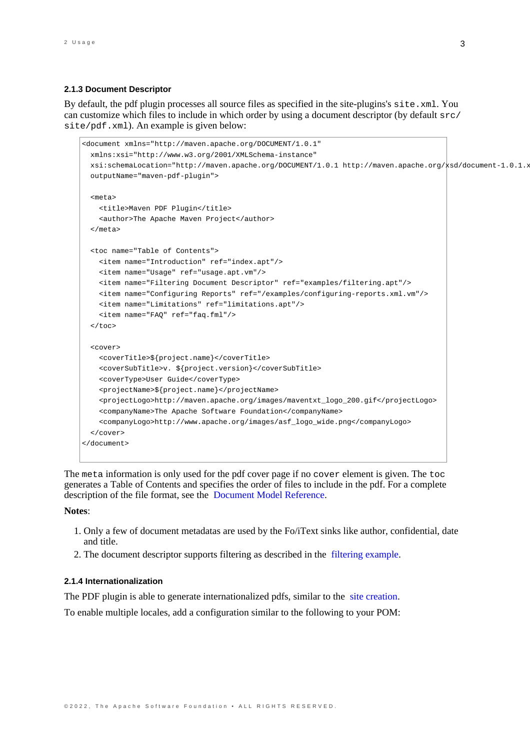### 2.1.3 Document Descriptor

By default, the pdf plugin processes all source files as specified in the site-plugins's `site.xml`. You can customize which files to include in which order by using a document descriptor (by default `src/site/pdf.xml`). An example is given below:

```
<document xmlns="http://maven.apache.org/DOCUMENT/1.0.1"
  xmlns:xsi="http://www.w3.org/2001/XMLSchema-instance"
  xsi:schemaLocation="http://maven.apache.org/DOCUMENT/1.0.1 http://maven.apache.org/xsd/document-1.0.1.x
  outputName="maven-pdf-plugin">

  <meta>
    <title>Maven PDF Plugin</title>
    <author>The Apache Maven Project</author>
  </meta>

  <toc name="Table of Contents">
    <item name="Introduction" ref="index.apt"/>
    <item name="Usage" ref="usage.apt.vm"/>
    <item name="Filtering Document Descriptor" ref="examples/filtering.apt"/>
    <item name="Configuring Reports" ref="/examples/configuring-reports.xml.vm"/>
    <item name="Limitations" ref="limitations.apt"/>
    <item name="FAQ" ref="faq.fml"/>
  </toc>

  <cover>
    <coverTitle>${project.name}</coverTitle>
    <coverSubTitle>v. ${project.version}</coverSubTitle>
    <coverType>User Guide</coverType>
    <projectName>${project.name}</projectName>
    <projectLogo>http://maven.apache.org/images/maventxt_logo_200.gif</projectLogo>
    <companyName>The Apache Software Foundation</companyName>
    <companyLogo>http://www.apache.org/images/asf_logo_wide.png</companyLogo>
  </cover>
</document>
```

The `meta` information is only used for the pdf cover page if no `cover` element is given. The `toc` generates a Table of Contents and specifies the order of files to include in the pdf. For a complete description of the file format, see the Document Model Reference.

**Notes**:

1. Only a few of document metadatas are used by the Fo/iText sinks like author, confidential, date and title.
2. The document descriptor supports filtering as described in the filtering example.

### 2.1.4 Internationalization

The PDF plugin is able to generate internationalized pdfs, similar to the site creation.

To enable multiple locales, add a configuration similar to the following to your POM: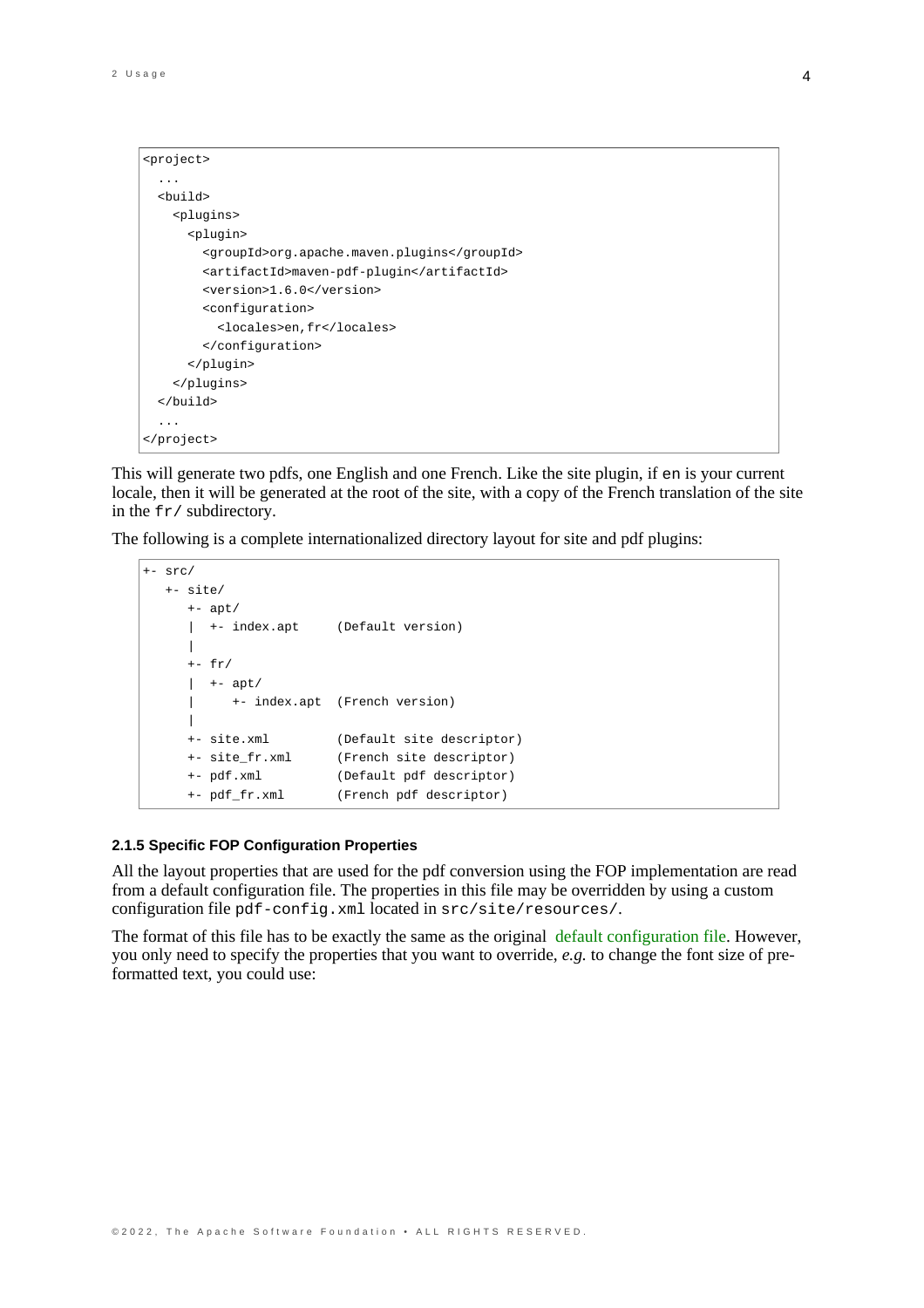```
<project>
  ...
  <build>
    <plugins>
      <plugin>
        <groupId>org.apache.maven.plugins</groupId>
        <artifactId>maven-pdf-plugin</artifactId>
        <version>1.6.0</version>
        <configuration>
          <locales>en,fr</locales>
        </configuration>
      </plugin>
    </plugins>
  </build>
  ...
</project>
```

This will generate two pdfs, one English and one French. Like the site plugin, if `en` is your current locale, then it will be generated at the root of the site, with a copy of the French translation of the site in the `fr/` subdirectory.

The following is a complete internationalized directory layout for site and pdf plugins:

```
+- src/
   +- site/
      +- apt/
      |  +- index.apt     (Default version)
      |
      +- fr/
      |  +- apt/
      |     +- index.apt  (French version)
      |
      +- site.xml         (Default site descriptor)
      +- site_fr.xml      (French site descriptor)
      +- pdf.xml          (Default pdf descriptor)
      +- pdf_fr.xml       (French pdf descriptor)
```

#### 2.1.5 Specific FOP Configuration Properties

All the layout properties that are used for the pdf conversion using the FOP implementation are read from a default configuration file. The properties in this file may be overridden by using a custom configuration file `pdf-config.xml` located in `src/site/resources/`.

The format of this file has to be exactly the same as the original default configuration file. However, you only need to specify the properties that you want to override, *e.g.* to change the font size of pre-formatted text, you could use: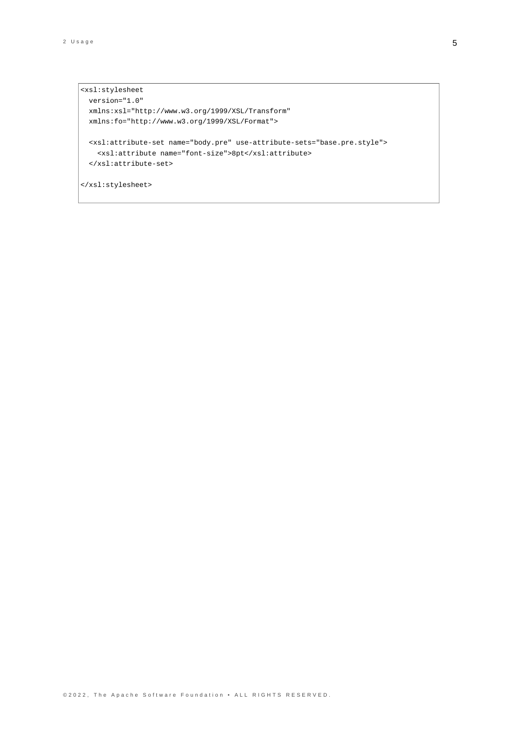```
<xsl:stylesheet
  version="1.0"
  xmlns:xsl="http://www.w3.org/1999/XSL/Transform"
  xmlns:fo="http://www.w3.org/1999/XSL/Format">

  <xsl:attribute-set name="body.pre" use-attribute-sets="base.pre.style">
    <xsl:attribute name="font-size">8pt</xsl:attribute>
  </xsl:attribute-set>

</xsl:stylesheet>
```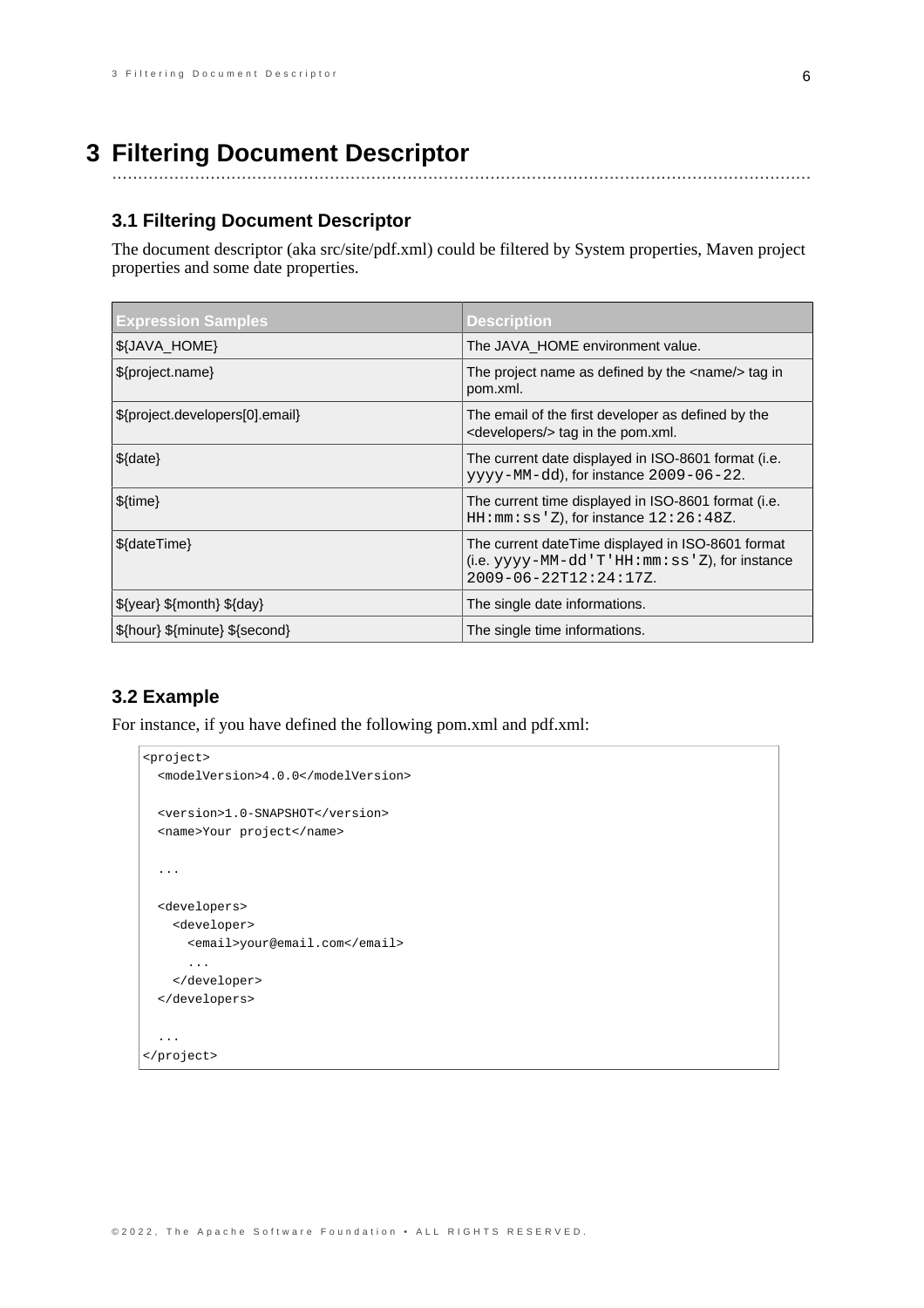# 3 Filtering Document Descriptor

## 3.1 Filtering Document Descriptor

The document descriptor (aka src/site/pdf.xml) could be filtered by System properties, Maven project properties and some date properties.

| Expression Samples | Description |
|---|---|
| ${JAVA_HOME} | The JAVA_HOME environment value. |
| ${project.name} | The project name as defined by the <name/> tag in pom.xml. |
| ${project.developers[0].email} | The email of the first developer as defined by the <developers/> tag in the pom.xml. |
| ${date} | The current date displayed in ISO-8601 format (i.e. `yyyy-MM-dd`), for instance `2009-06-22`. |
| ${time} | The current time displayed in ISO-8601 format (i.e. `HH:mm:ss'Z`), for instance `12:26:48Z`. |
| ${dateTime} | The current dateTime displayed in ISO-8601 format (i.e. `yyyy-MM-dd'T'HH:mm:ss'Z`), for instance `2009-06-22T12:24:17Z`. |
| ${year} ${month} ${day} | The single date informations. |
| ${hour} ${minute} ${second} | The single time informations. |

## 3.2 Example

For instance, if you have defined the following pom.xml and pdf.xml:

```
<project>
  <modelVersion>4.0.0</modelVersion>

  <version>1.0-SNAPSHOT</version>
  <name>Your project</name>

  ...

  <developers>
    <developer>
      <email>your@email.com</email>
      ...
    </developer>
  </developers>

  ...
</project>
```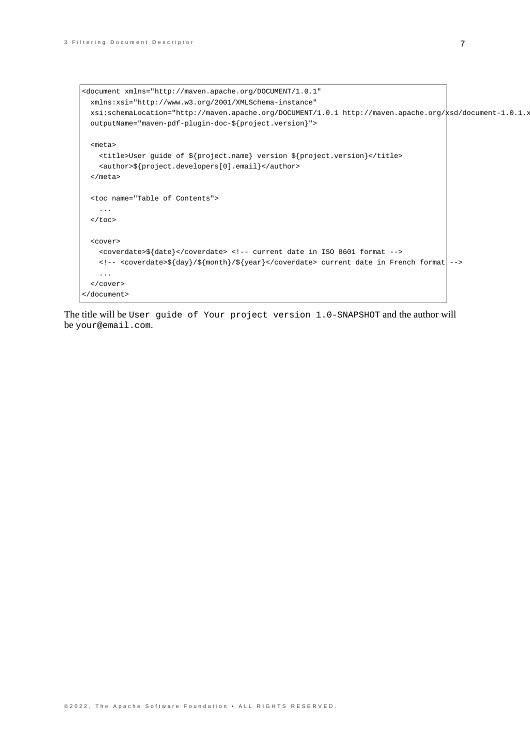```
<document xmlns="http://maven.apache.org/DOCUMENT/1.0.1"
  xmlns:xsi="http://www.w3.org/2001/XMLSchema-instance"
  xsi:schemaLocation="http://maven.apache.org/DOCUMENT/1.0.1 http://maven.apache.org/xsd/document-1.0.1.x
  outputName="maven-pdf-plugin-doc-${project.version}">

  <meta>
    <title>User guide of ${project.name} version ${project.version}</title>
    <author>${project.developers[0].email}</author>
  </meta>

  <toc name="Table of Contents">
    ...
  </toc>

  <cover>
    <coverdate>${date}</coverdate> <!-- current date in ISO 8601 format -->
    <!-- <coverdate>${day}/${month}/${year}</coverdate> current date in French format -->
    ...
  </cover>
</document>
```

The title will be `User guide of Your project version 1.0-SNAPSHOT` and the author will be `your@email.com`.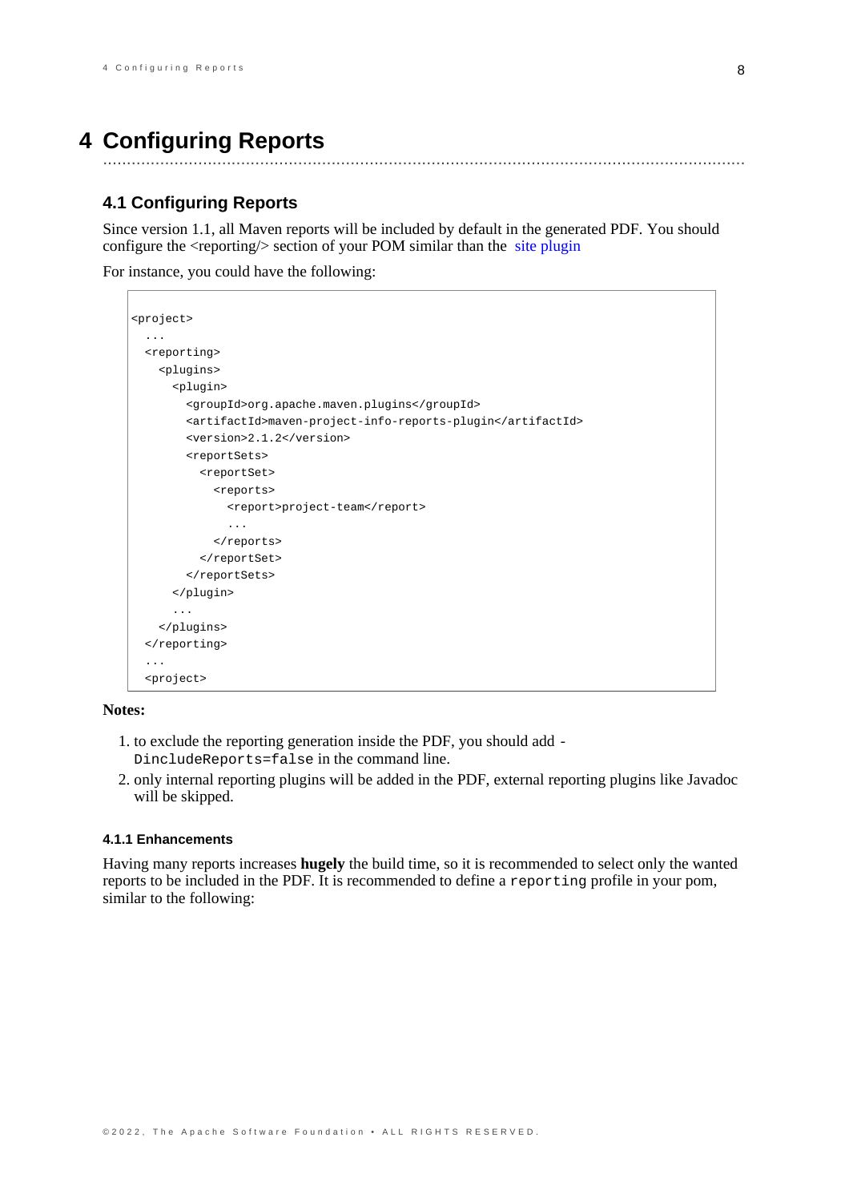// Note: the "site plugin" text on the page is rendered as a link, but its URL is not visible, so it is transcribed as plain text.

# 4 Configuring Reports

## 4.1 Configuring Reports

Since version 1.1, all Maven reports will be included by default in the generated PDF. You should configure the <reporting/> section of your POM similar than the site plugin

For instance, you could have the following:

```
<project>
  ...
  <reporting>
    <plugins>
      <plugin>
        <groupId>org.apache.maven.plugins</groupId>
        <artifactId>maven-project-info-reports-plugin</artifactId>
        <version>2.1.2</version>
        <reportSets>
          <reportSet>
            <reports>
              <report>project-team</report>
              ...
            </reports>
          </reportSet>
        </reportSets>
      </plugin>
      ...
    </plugins>
  </reporting>
  ...
  <project>
```

**Notes:**

1. to exclude the reporting generation inside the PDF, you should add `-DincludeReports=false` in the command line.
2. only internal reporting plugins will be added in the PDF, external reporting plugins like Javadoc will be skipped.

### 4.1.1 Enhancements

Having many reports increases **hugely** the build time, so it is recommended to select only the wanted reports to be included in the PDF. It is recommended to define a `reporting` profile in your pom, similar to the following: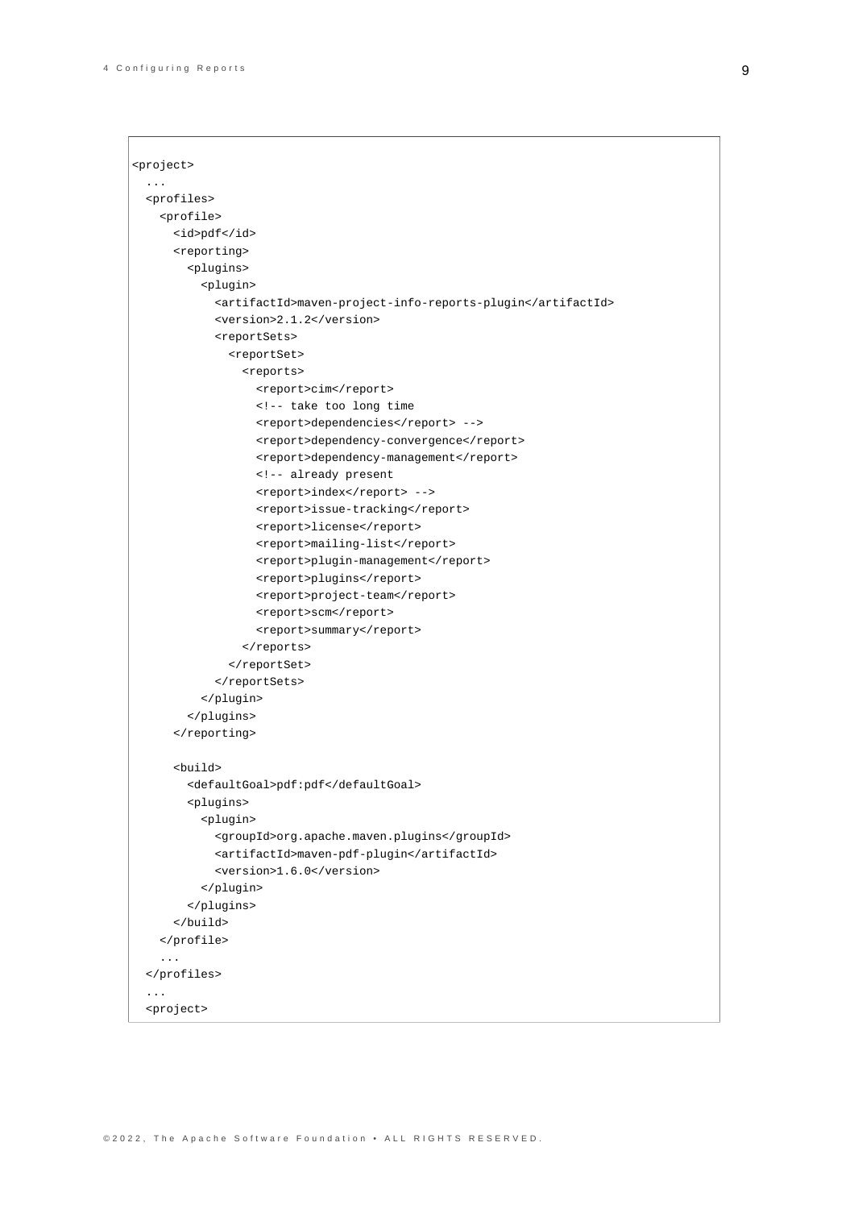```
<project>
  ...
  <profiles>
    <profile>
      <id>pdf</id>
      <reporting>
        <plugins>
          <plugin>
            <artifactId>maven-project-info-reports-plugin</artifactId>
            <version>2.1.2</version>
            <reportSets>
              <reportSet>
                <reports>
                  <report>cim</report>
                  <!-- take too long time
                  <report>dependencies</report> -->
                  <report>dependency-convergence</report>
                  <report>dependency-management</report>
                  <!-- already present
                  <report>index</report> -->
                  <report>issue-tracking</report>
                  <report>license</report>
                  <report>mailing-list</report>
                  <report>plugin-management</report>
                  <report>plugins</report>
                  <report>project-team</report>
                  <report>scm</report>
                  <report>summary</report>
                </reports>
              </reportSet>
            </reportSets>
          </plugin>
        </plugins>
      </reporting>

      <build>
        <defaultGoal>pdf:pdf</defaultGoal>
        <plugins>
          <plugin>
            <groupId>org.apache.maven.plugins</groupId>
            <artifactId>maven-pdf-plugin</artifactId>
            <version>1.6.0</version>
          </plugin>
        </plugins>
      </build>
    </profile>
    ...
  </profiles>
  ...
  <project>
```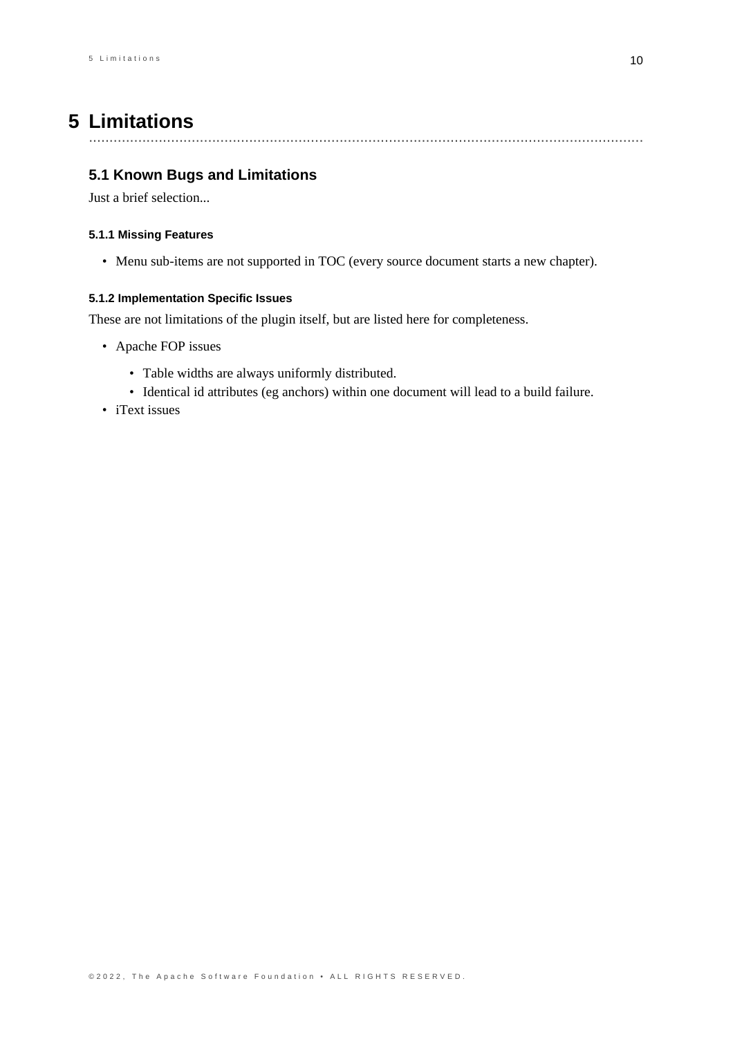# 5 Limitations

## 5.1 Known Bugs and Limitations

Just a brief selection...

### 5.1.1 Missing Features

- Menu sub-items are not supported in TOC (every source document starts a new chapter).

### 5.1.2 Implementation Specific Issues

These are not limitations of the plugin itself, but are listed here for completeness.

- Apache FOP issues
    - Table widths are always uniformly distributed.
    - Identical id attributes (eg anchors) within one document will lead to a build failure.
- iText issues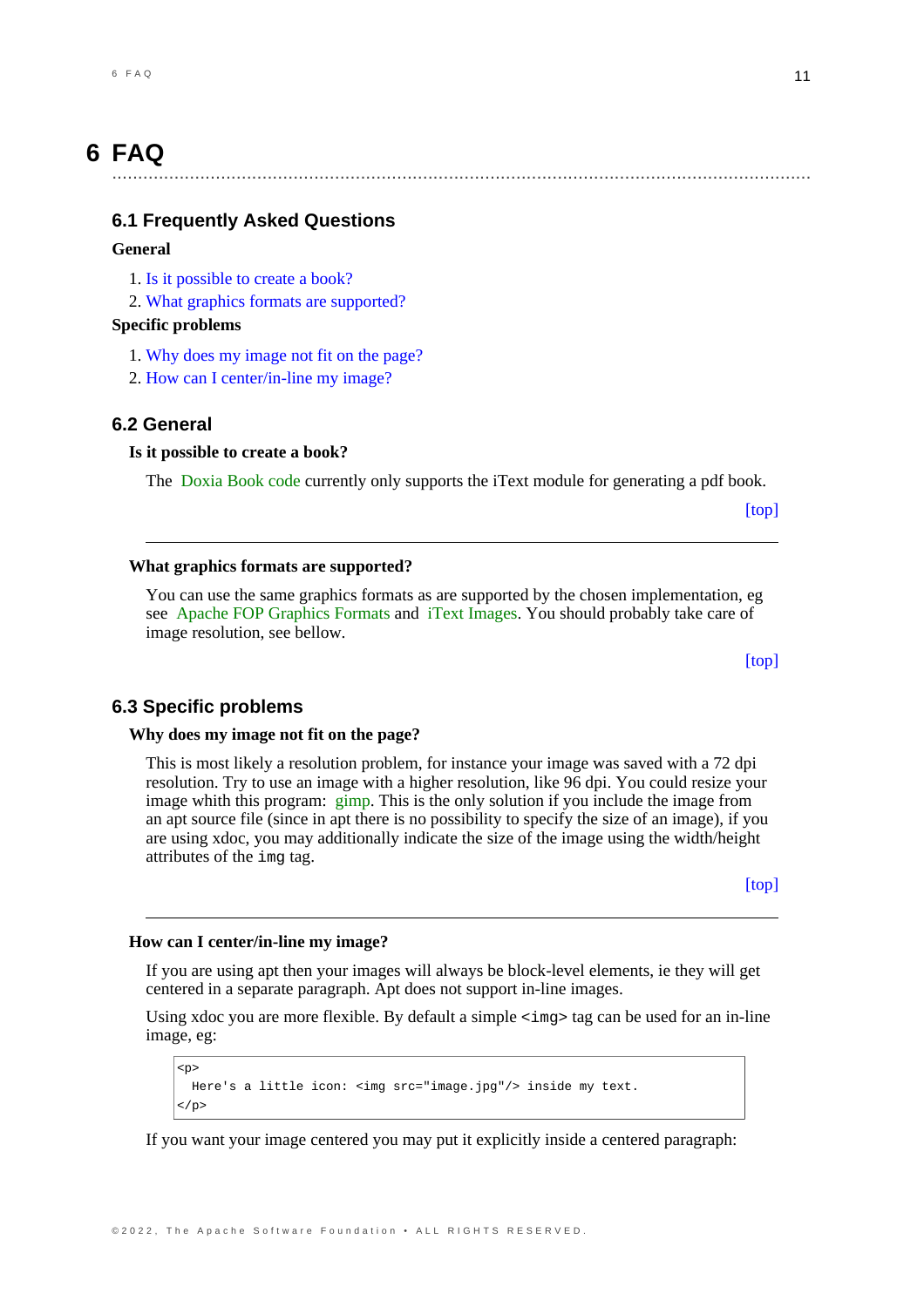# 6 FAQ

## 6.1 Frequently Asked Questions

**General**

1. Is it possible to create a book?
2. What graphics formats are supported?

**Specific problems**

1. Why does my image not fit on the page?
2. How can I center/in-line my image?

## 6.2 General

**Is it possible to create a book?**

The Doxia Book code currently only supports the iText module for generating a pdf book.

[top]

---

**What graphics formats are supported?**

You can use the same graphics formats as are supported by the chosen implementation, eg see Apache FOP Graphics Formats and iText Images. You should probably take care of image resolution, see bellow.

[top]

## 6.3 Specific problems

**Why does my image not fit on the page?**

This is most likely a resolution problem, for instance your image was saved with a 72 dpi resolution. Try to use an image with a higher resolution, like 96 dpi. You could resize your image whith this program: gimp. This is the only solution if you include the image from an apt source file (since in apt there is no possibility to specify the size of an image), if you are using xdoc, you may additionally indicate the size of the image using the width/height attributes of the `img` tag.

[top]

---

**How can I center/in-line my image?**

If you are using apt then your images will always be block-level elements, ie they will get centered in a separate paragraph. Apt does not support in-line images.

Using xdoc you are more flexible. By default a simple `<img>` tag can be used for an in-line image, eg:

```
<p>
  Here's a little icon: <img src="image.jpg"/> inside my text.
</p>
```

If you want your image centered you may put it explicitly inside a centered paragraph: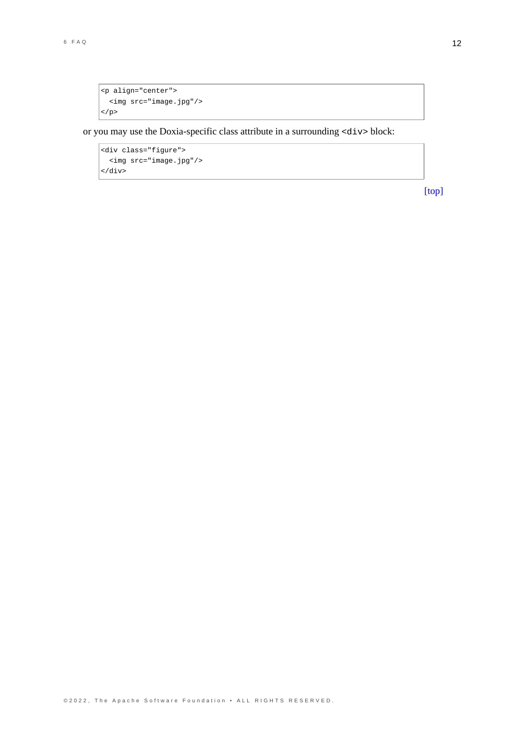```
<p align="center">
  <img src="image.jpg"/>
</p>
```

or you may use the Doxia-specific class attribute in a surrounding `<div>` block:

```
<div class="figure">
  <img src="image.jpg"/>
</div>
```

[top]